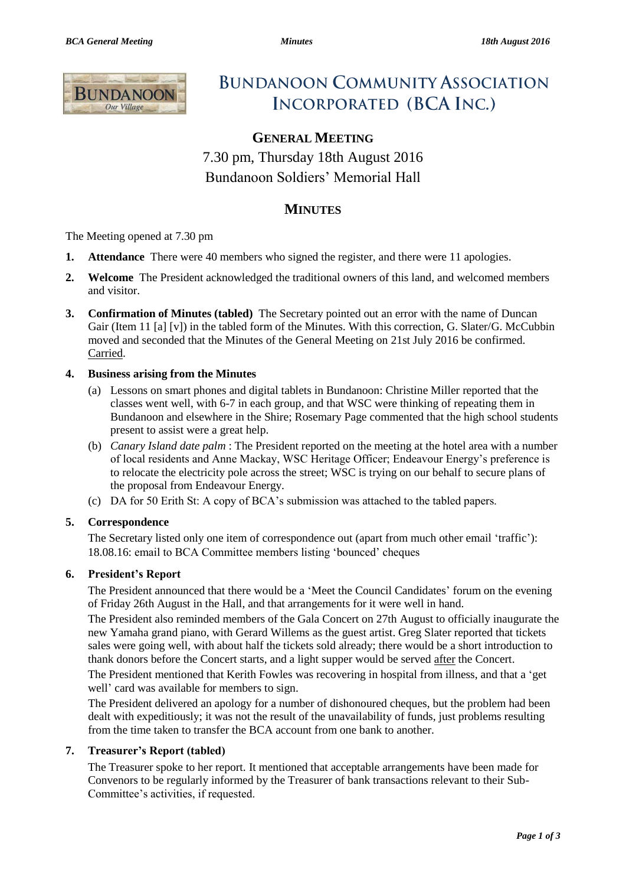# Bundanoon Community Association Incorporated (BCA Inc.)

## General Meeting

7.30 pm, Thursday 18th August 2016

Bundanoon Soldiers' Memorial Hall

## Minutes

The Meeting opened at 7.30 pm

1. **Attendance** There were 40 members who signed the register, and there were 11 apologies.

2. **Welcome** The President acknowledged the traditional owners of this land, and welcomed members and visitor.

3. **Confirmation of Minutes (tabled)** The Secretary pointed out an error with the name of Duncan Gair (Item 11 [a] [v]) in the tabled form of the Minutes. With this correction, G. Slater/G. McCubbin moved and seconded that the Minutes of the General Meeting on 21st July 2016 be confirmed. Carried.

4. **Business arising from the Minutes**

   (a) Lessons on smart phones and digital tablets in Bundanoon: Christine Miller reported that the classes went well, with 6-7 in each group, and that WSC were thinking of repeating them in Bundanoon and elsewhere in the Shire; Rosemary Page commented that the high school students present to assist were a great help.

   (b) *Canary Island date palm* : The President reported on the meeting at the hotel area with a number of local residents and Anne Mackay, WSC Heritage Officer; Endeavour Energy's preference is to relocate the electricity pole across the street; WSC is trying on our behalf to secure plans of the proposal from Endeavour Energy.

   (c) DA for 50 Erith St: A copy of BCA's submission was attached to the tabled papers.

5. **Correspondence**

   The Secretary listed only one item of correspondence out (apart from much other email 'traffic'): 18.08.16: email to BCA Committee members listing 'bounced' cheques

6. **President's Report**

   The President announced that there would be a 'Meet the Council Candidates' forum on the evening of Friday 26th August in the Hall, and that arrangements for it were well in hand.

   The President also reminded members of the Gala Concert on 27th August to officially inaugurate the new Yamaha grand piano, with Gerard Willems as the guest artist. Greg Slater reported that tickets sales were going well, with about half the tickets sold already; there would be a short introduction to thank donors before the Concert starts, and a light supper would be served after the Concert.

   The President mentioned that Kerith Fowles was recovering in hospital from illness, and that a 'get well' card was available for members to sign.

   The President delivered an apology for a number of dishonoured cheques, but the problem had been dealt with expeditiously; it was not the result of the unavailability of funds, just problems resulting from the time taken to transfer the BCA account from one bank to another.

7. **Treasurer's Report (tabled)**

   The Treasurer spoke to her report. It mentioned that acceptable arrangements have been made for Convenors to be regularly informed by the Treasurer of bank transactions relevant to their Sub-Committee's activities, if requested.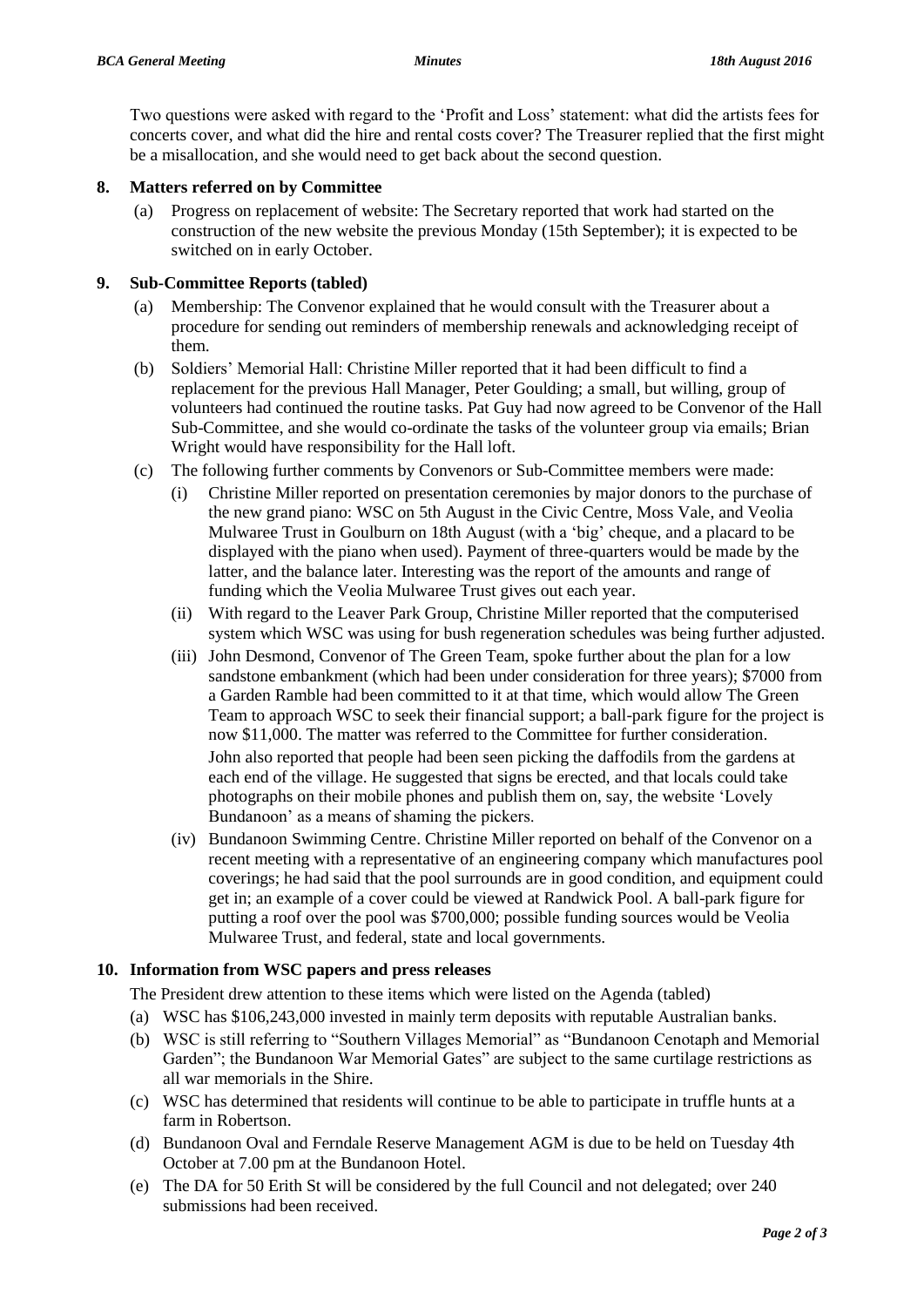Two questions were asked with regard to the 'Profit and Loss' statement: what did the artists fees for concerts cover, and what did the hire and rental costs cover? The Treasurer replied that the first might be a misallocation, and she would need to get back about the second question.

## 8. Matters referred on by Committee

(a) Progress on replacement of website: The Secretary reported that work had started on the construction of the new website the previous Monday (15th September); it is expected to be switched on in early October.

## 9. Sub-Committee Reports (tabled)

(a) Membership: The Convenor explained that he would consult with the Treasurer about a procedure for sending out reminders of membership renewals and acknowledging receipt of them.

(b) Soldiers' Memorial Hall: Christine Miller reported that it had been difficult to find a replacement for the previous Hall Manager, Peter Goulding; a small, but willing, group of volunteers had continued the routine tasks. Pat Guy had now agreed to be Convenor of the Hall Sub-Committee, and she would co-ordinate the tasks of the volunteer group via emails; Brian Wright would have responsibility for the Hall loft.

(c) The following further comments by Convenors or Sub-Committee members were made:

(i) Christine Miller reported on presentation ceremonies by major donors to the purchase of the new grand piano: WSC on 5th August in the Civic Centre, Moss Vale, and Veolia Mulwaree Trust in Goulburn on 18th August (with a 'big' cheque, and a placard to be displayed with the piano when used). Payment of three-quarters would be made by the latter, and the balance later. Interesting was the report of the amounts and range of funding which the Veolia Mulwaree Trust gives out each year.

(ii) With regard to the Leaver Park Group, Christine Miller reported that the computerised system which WSC was using for bush regeneration schedules was being further adjusted.

(iii) John Desmond, Convenor of The Green Team, spoke further about the plan for a low sandstone embankment (which had been under consideration for three years); $7000 from a Garden Ramble had been committed to it at that time, which would allow The Green Team to approach WSC to seek their financial support; a ball-park figure for the project is now $11,000. The matter was referred to the Committee for further consideration.

John also reported that people had been seen picking the daffodils from the gardens at each end of the village. He suggested that signs be erected, and that locals could take photographs on their mobile phones and publish them on, say, the website 'Lovely Bundanoon' as a means of shaming the pickers.

(iv) Bundanoon Swimming Centre. Christine Miller reported on behalf of the Convenor on a recent meeting with a representative of an engineering company which manufactures pool coverings; he had said that the pool surrounds are in good condition, and equipment could get in; an example of a cover could be viewed at Randwick Pool. A ball-park figure for putting a roof over the pool was $700,000; possible funding sources would be Veolia Mulwaree Trust, and federal, state and local governments.

## 10. Information from WSC papers and press releases

The President drew attention to these items which were listed on the Agenda (tabled)

(a) WSC has $106,243,000 invested in mainly term deposits with reputable Australian banks.

(b) WSC is still referring to "Southern Villages Memorial" as "Bundanoon Cenotaph and Memorial Garden"; the Bundanoon War Memorial Gates" are subject to the same curtilage restrictions as all war memorials in the Shire.

(c) WSC has determined that residents will continue to be able to participate in truffle hunts at a farm in Robertson.

(d) Bundanoon Oval and Ferndale Reserve Management AGM is due to be held on Tuesday 4th October at 7.00 pm at the Bundanoon Hotel.

(e) The DA for 50 Erith St will be considered by the full Council and not delegated; over 240 submissions had been received.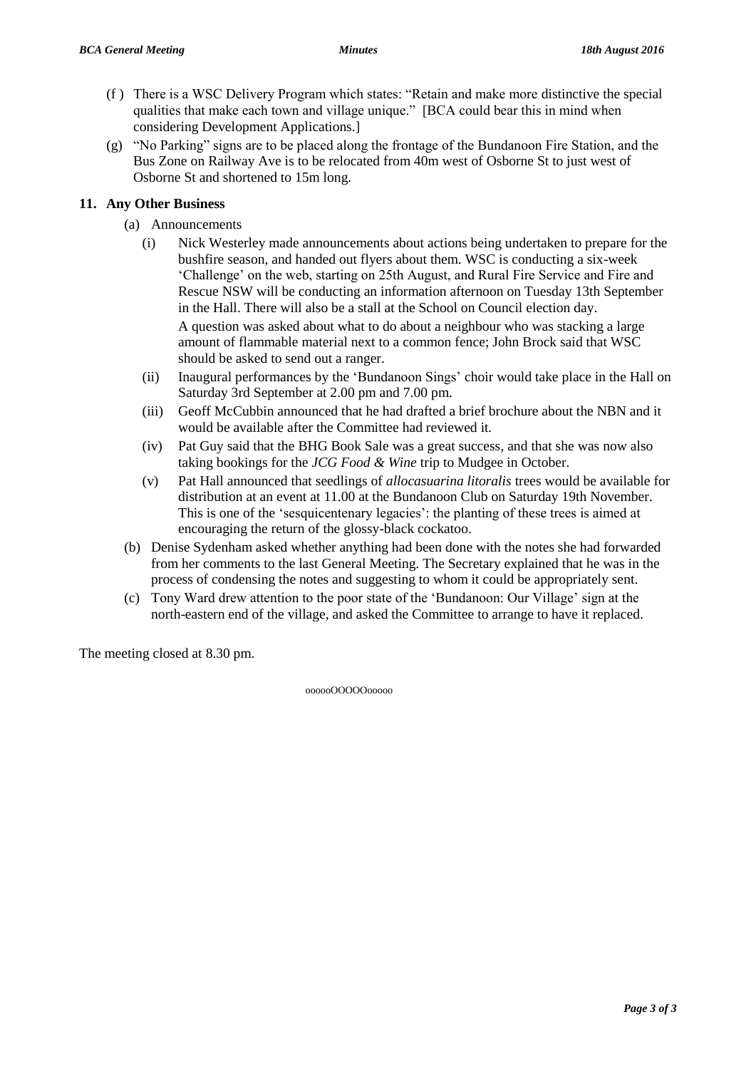(f ) There is a WSC Delivery Program which states: "Retain and make more distinctive the special qualities that make each town and village unique." [BCA could bear this in mind when considering Development Applications.]

(g) "No Parking" signs are to be placed along the frontage of the Bundanoon Fire Station, and the Bus Zone on Railway Ave is to be relocated from 40m west of Osborne St to just west of Osborne St and shortened to 15m long.

**11. Any Other Business**

(a) Announcements

(i) Nick Westerley made announcements about actions being undertaken to prepare for the bushfire season, and handed out flyers about them. WSC is conducting a six-week 'Challenge' on the web, starting on 25th August, and Rural Fire Service and Fire and Rescue NSW will be conducting an information afternoon on Tuesday 13th September in the Hall. There will also be a stall at the School on Council election day.

A question was asked about what to do about a neighbour who was stacking a large amount of flammable material next to a common fence; John Brock said that WSC should be asked to send out a ranger.

(ii) Inaugural performances by the 'Bundanoon Sings' choir would take place in the Hall on Saturday 3rd September at 2.00 pm and 7.00 pm.

(iii) Geoff McCubbin announced that he had drafted a brief brochure about the NBN and it would be available after the Committee had reviewed it.

(iv) Pat Guy said that the BHG Book Sale was a great success, and that she was now also taking bookings for the *JCG Food & Wine* trip to Mudgee in October.

(v) Pat Hall announced that seedlings of *allocasuarina litoralis* trees would be available for distribution at an event at 11.00 at the Bundanoon Club on Saturday 19th November. This is one of the 'sesquicentenary legacies': the planting of these trees is aimed at encouraging the return of the glossy-black cockatoo.

(b) Denise Sydenham asked whether anything had been done with the notes she had forwarded from her comments to the last General Meeting. The Secretary explained that he was in the process of condensing the notes and suggesting to whom it could be appropriately sent.

(c) Tony Ward drew attention to the poor state of the 'Bundanoon: Our Village' sign at the north-eastern end of the village, and asked the Committee to arrange to have it replaced.

The meeting closed at 8.30 pm.

oooooOOOOOooooo